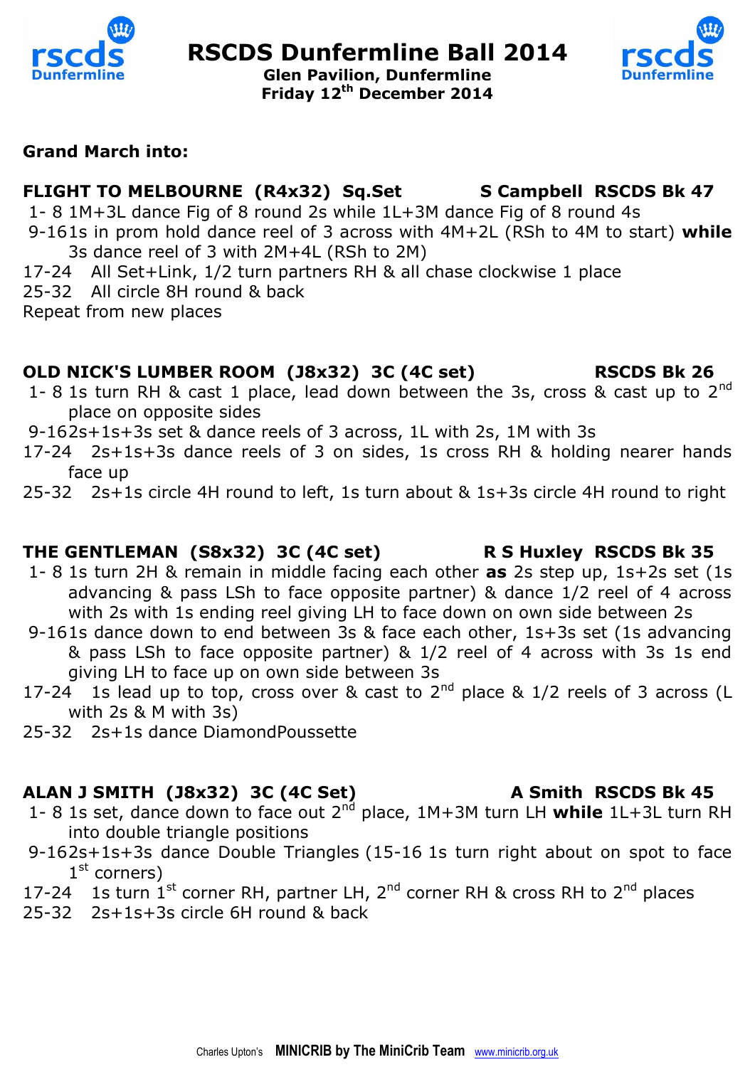# RSCDS Dunfermline Ball 2014

**Glen Pavilion, Dunfermline**
**Friday 12th December 2014**

**Grand March into:**

**FLIGHT TO MELBOURNE (R4x32) Sq.Set** **S Campbell RSCDS Bk 47**

1- 8 1M+3L dance Fig of 8 round 2s while 1L+3M dance Fig of 8 round 4s

9-16 1s in prom hold dance reel of 3 across with 4M+2L (RSh to 4M to start) **while** 3s dance reel of 3 with 2M+4L (RSh to 2M)

17-24 All Set+Link, 1/2 turn partners RH & all chase clockwise 1 place

25-32 All circle 8H round & back

Repeat from new places

**OLD NICK'S LUMBER ROOM (J8x32) 3C (4C set)** **RSCDS Bk 26**

1- 8 1s turn RH & cast 1 place, lead down between the 3s, cross & cast up to 2nd place on opposite sides

9-16 2s+1s+3s set & dance reels of 3 across, 1L with 2s, 1M with 3s

17-24 2s+1s+3s dance reels of 3 on sides, 1s cross RH & holding nearer hands face up

25-32 2s+1s circle 4H round to left, 1s turn about & 1s+3s circle 4H round to right

**THE GENTLEMAN (S8x32) 3C (4C set)** **R S Huxley RSCDS Bk 35**

1- 8 1s turn 2H & remain in middle facing each other **as** 2s step up, 1s+2s set (1s advancing & pass LSh to face opposite partner) & dance 1/2 reel of 4 across with 2s with 1s ending reel giving LH to face down on own side between 2s

9-16 1s dance down to end between 3s & face each other, 1s+3s set (1s advancing & pass LSh to face opposite partner) & 1/2 reel of 4 across with 3s 1s end giving LH to face up on own side between 3s

17-24 1s lead up to top, cross over & cast to 2nd place & 1/2 reels of 3 across (L with 2s & M with 3s)

25-32 2s+1s dance DiamondPoussette

**ALAN J SMITH (J8x32) 3C (4C Set)** **A Smith RSCDS Bk 45**

1- 8 1s set, dance down to face out 2nd place, 1M+3M turn LH **while** 1L+3L turn RH into double triangle positions

9-16 2s+1s+3s dance Double Triangles (15-16 1s turn right about on spot to face 1st corners)

17-24 1s turn 1st corner RH, partner LH, 2nd corner RH & cross RH to 2nd places

25-32 2s+1s+3s circle 6H round & back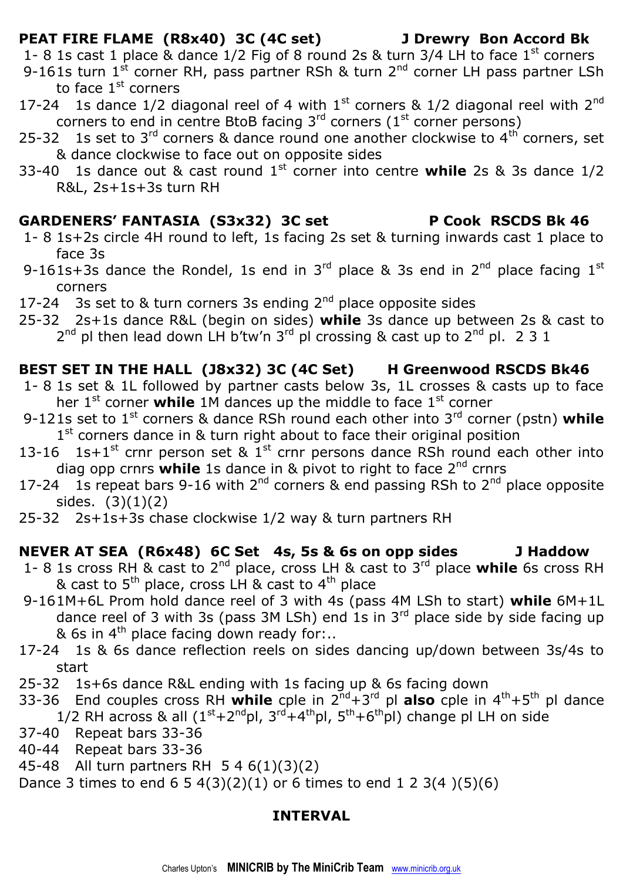**PEAT FIRE FLAME (R8x40) 3C (4C set) J Drewry Bon Accord Bk**

1- 8 1s cast 1 place & dance 1/2 Fig of 8 round 2s & turn 3/4 LH to face 1st corners

9-16 1s turn 1st corner RH, pass partner RSh & turn 2nd corner LH pass partner LSh to face 1st corners

17-24 1s dance 1/2 diagonal reel of 4 with 1st corners & 1/2 diagonal reel with 2nd corners to end in centre BtoB facing 3rd corners (1st corner persons)

25-32 1s set to 3rd corners & dance round one another clockwise to 4th corners, set & dance clockwise to face out on opposite sides

33-40 1s dance out & cast round 1st corner into centre **while** 2s & 3s dance 1/2 R&L, 2s+1s+3s turn RH

**GARDENERS' FANTASIA (S3x32) 3C set P Cook RSCDS Bk 46**

1- 8 1s+2s circle 4H round to left, 1s facing 2s set & turning inwards cast 1 place to face 3s

9-16 1s+3s dance the Rondel, 1s end in 3rd place & 3s end in 2nd place facing 1st corners

17-24 3s set to & turn corners 3s ending 2nd place opposite sides

25-32 2s+1s dance R&L (begin on sides) **while** 3s dance up between 2s & cast to 2nd pl then lead down LH b'tw'n 3rd pl crossing & cast up to 2nd pl. 2 3 1

**BEST SET IN THE HALL (J8x32) 3C (4C Set) H Greenwood RSCDS Bk46**

1- 8 1s set & 1L followed by partner casts below 3s, 1L crosses & casts up to face her 1st corner **while** 1M dances up the middle to face 1st corner

9-12 1s set to 1st corners & dance RSh round each other into 3rd corner (pstn) **while** 1st corners dance in & turn right about to face their original position

13-16 1s+1st crnr person set & 1st crnr persons dance RSh round each other into diag opp crnrs **while** 1s dance in & pivot to right to face 2nd crnrs

17-24 1s repeat bars 9-16 with 2nd corners & end passing RSh to 2nd place opposite sides. (3)(1)(2)

25-32 2s+1s+3s chase clockwise 1/2 way & turn partners RH

**NEVER AT SEA (R6x48) 6C Set 4s, 5s & 6s on opp sides J Haddow**

1- 8 1s cross RH & cast to 2nd place, cross LH & cast to 3rd place **while** 6s cross RH & cast to 5th place, cross LH & cast to 4th place

9-16 1M+6L Prom hold dance reel of 3 with 4s (pass 4M LSh to start) **while** 6M+1L dance reel of 3 with 3s (pass 3M LSh) end 1s in 3rd place side by side facing up & 6s in 4th place facing down ready for:..

17-24 1s & 6s dance reflection reels on sides dancing up/down between 3s/4s to start

25-32 1s+6s dance R&L ending with 1s facing up & 6s facing down

33-36 End couples cross RH **while** cple in 2nd+3rd pl **also** cple in 4th+5th pl dance 1/2 RH across & all (1st+2nd pl, 3rd+4th pl, 5th+6th pl) change pl LH on side

37-40 Repeat bars 33-36

40-44 Repeat bars 33-36

45-48 All turn partners RH 5 4 6(1)(3)(2)

Dance 3 times to end 6 5 4(3)(2)(1) or 6 times to end 1 2 3(4 )(5)(6)

**INTERVAL**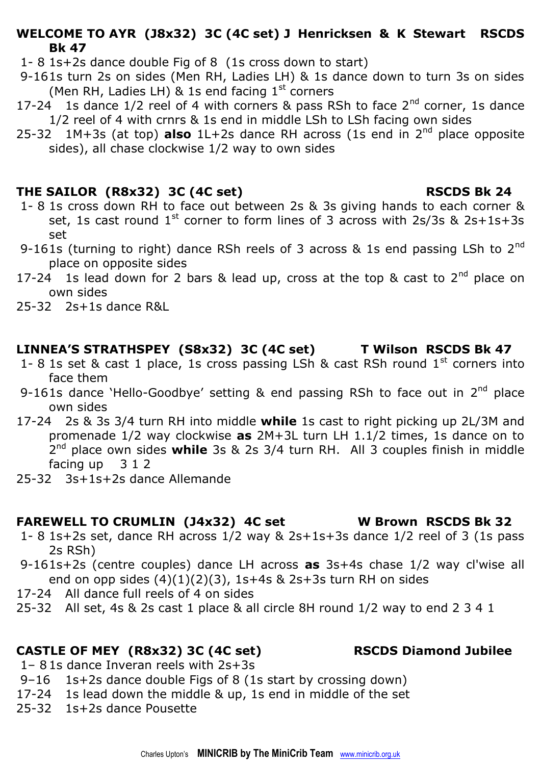**WELCOME TO AYR (J8x32) 3C (4C set) J Henricksen & K Stewart RSCDS Bk 47**

1- 8 1s+2s dance double Fig of 8 (1s cross down to start)

9-16 1s turn 2s on sides (Men RH, Ladies LH) & 1s dance down to turn 3s on sides (Men RH, Ladies LH) & 1s end facing 1st corners

17-24 1s dance 1/2 reel of 4 with corners & pass RSh to face 2nd corner, 1s dance 1/2 reel of 4 with crnrs & 1s end in middle LSh to LSh facing own sides

25-32 1M+3s (at top) **also** 1L+2s dance RH across (1s end in 2nd place opposite sides), all chase clockwise 1/2 way to own sides

**THE SAILOR (R8x32) 3C (4C set) RSCDS Bk 24**

1- 8 1s cross down RH to face out between 2s & 3s giving hands to each corner & set, 1s cast round 1st corner to form lines of 3 across with 2s/3s & 2s+1s+3s set

9-16 1s (turning to right) dance RSh reels of 3 across & 1s end passing LSh to 2nd place on opposite sides

17-24 1s lead down for 2 bars & lead up, cross at the top & cast to 2nd place on own sides

25-32 2s+1s dance R&L

**LINNEA'S STRATHSPEY (S8x32) 3C (4C set) T Wilson RSCDS Bk 47**

1- 8 1s set & cast 1 place, 1s cross passing LSh & cast RSh round 1st corners into face them

9-16 1s dance 'Hello-Goodbye' setting & end passing RSh to face out in 2nd place own sides

17-24 2s & 3s 3/4 turn RH into middle **while** 1s cast to right picking up 2L/3M and promenade 1/2 way clockwise **as** 2M+3L turn LH 1.1/2 times, 1s dance on to 2nd place own sides **while** 3s & 2s 3/4 turn RH. All 3 couples finish in middle facing up 3 1 2

25-32 3s+1s+2s dance Allemande

**FAREWELL TO CRUMLIN (J4x32) 4C set W Brown RSCDS Bk 32**

1- 8 1s+2s set, dance RH across 1/2 way & 2s+1s+3s dance 1/2 reel of 3 (1s pass 2s RSh)

9-16 1s+2s (centre couples) dance LH across **as** 3s+4s chase 1/2 way cl'wise all end on opp sides (4)(1)(2)(3), 1s+4s & 2s+3s turn RH on sides

17-24 All dance full reels of 4 on sides

25-32 All set, 4s & 2s cast 1 place & all circle 8H round 1/2 way to end 2 3 4 1

**CASTLE OF MEY (R8x32) 3C (4C set) RSCDS Diamond Jubilee**

1– 8 1s dance Inveran reels with 2s+3s

9–16 1s+2s dance double Figs of 8 (1s start by crossing down)

17-24 1s lead down the middle & up, 1s end in middle of the set

25-32 1s+2s dance Pousette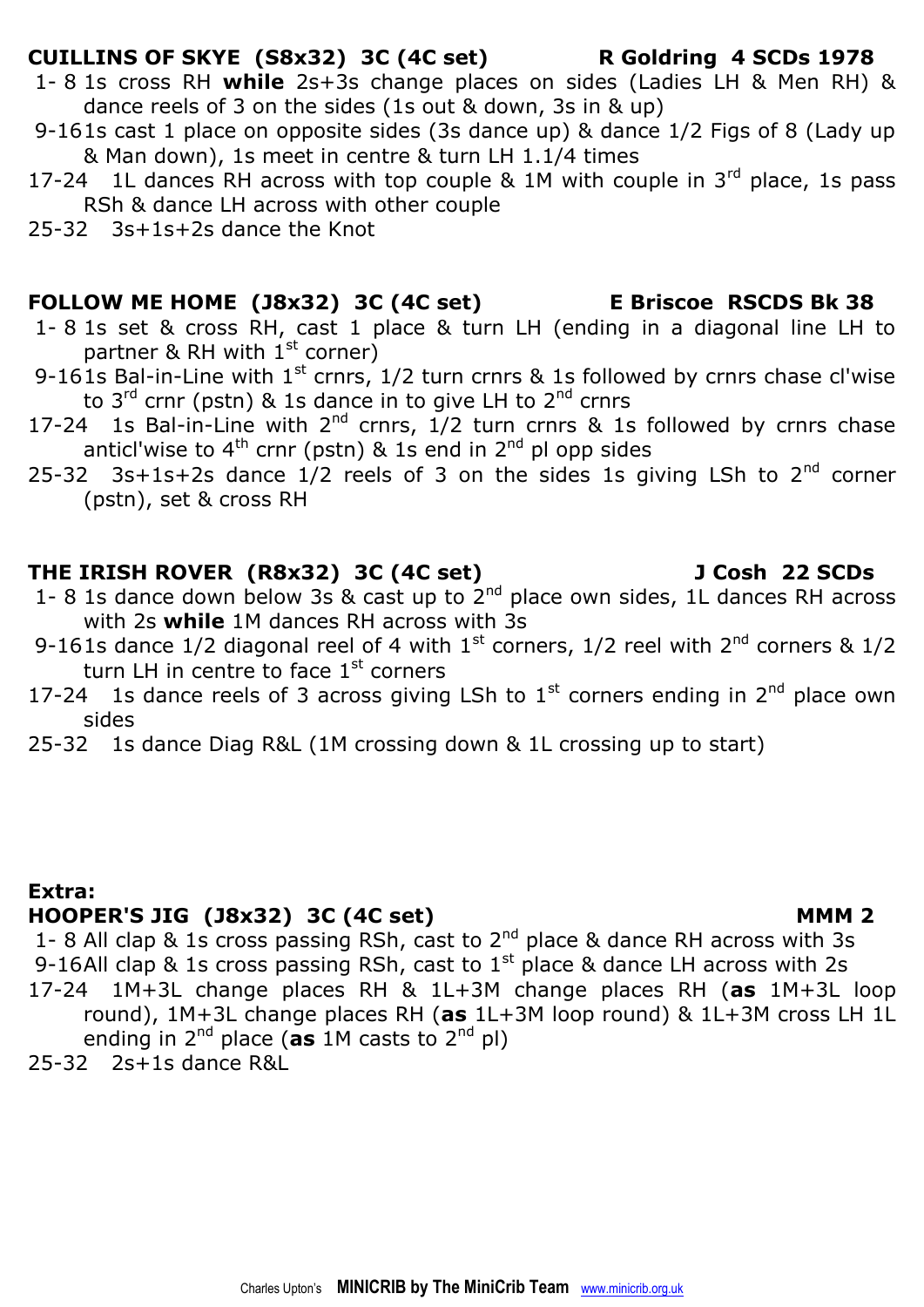**CUILLINS OF SKYE (S8x32) 3C (4C set) R Goldring 4 SCDs 1978**

1- 8 1s cross RH **while** 2s+3s change places on sides (Ladies LH & Men RH) & dance reels of 3 on the sides (1s out & down, 3s in & up)

9-16 1s cast 1 place on opposite sides (3s dance up) & dance 1/2 Figs of 8 (Lady up & Man down), 1s meet in centre & turn LH 1.1/4 times

17-24 1L dances RH across with top couple & 1M with couple in 3rd place, 1s pass RSh & dance LH across with other couple

25-32 3s+1s+2s dance the Knot

**FOLLOW ME HOME (J8x32) 3C (4C set) E Briscoe RSCDS Bk 38**

1- 8 1s set & cross RH, cast 1 place & turn LH (ending in a diagonal line LH to partner & RH with 1st corner)

9-16 1s Bal-in-Line with 1st crnrs, 1/2 turn crnrs & 1s followed by crnrs chase cl'wise to 3rd crnr (pstn) & 1s dance in to give LH to 2nd crnrs

17-24 1s Bal-in-Line with 2nd crnrs, 1/2 turn crnrs & 1s followed by crnrs chase anticl'wise to 4th crnr (pstn) & 1s end in 2nd pl opp sides

25-32 3s+1s+2s dance 1/2 reels of 3 on the sides 1s giving LSh to 2nd corner (pstn), set & cross RH

**THE IRISH ROVER (R8x32) 3C (4C set) J Cosh 22 SCDs**

1- 8 1s dance down below 3s & cast up to 2nd place own sides, 1L dances RH across with 2s **while** 1M dances RH across with 3s

9-16 1s dance 1/2 diagonal reel of 4 with 1st corners, 1/2 reel with 2nd corners & 1/2 turn LH in centre to face 1st corners

17-24 1s dance reels of 3 across giving LSh to 1st corners ending in 2nd place own sides

25-32 1s dance Diag R&L (1M crossing down & 1L crossing up to start)

**Extra:**

**HOOPER'S JIG (J8x32) 3C (4C set) MMM 2**

1- 8 All clap & 1s cross passing RSh, cast to 2nd place & dance RH across with 3s

9-16 All clap & 1s cross passing RSh, cast to 1st place & dance LH across with 2s

17-24 1M+3L change places RH & 1L+3M change places RH (**as** 1M+3L loop round), 1M+3L change places RH (**as** 1L+3M loop round) & 1L+3M cross LH 1L ending in 2nd place (**as** 1M casts to 2nd pl)

25-32 2s+1s dance R&L